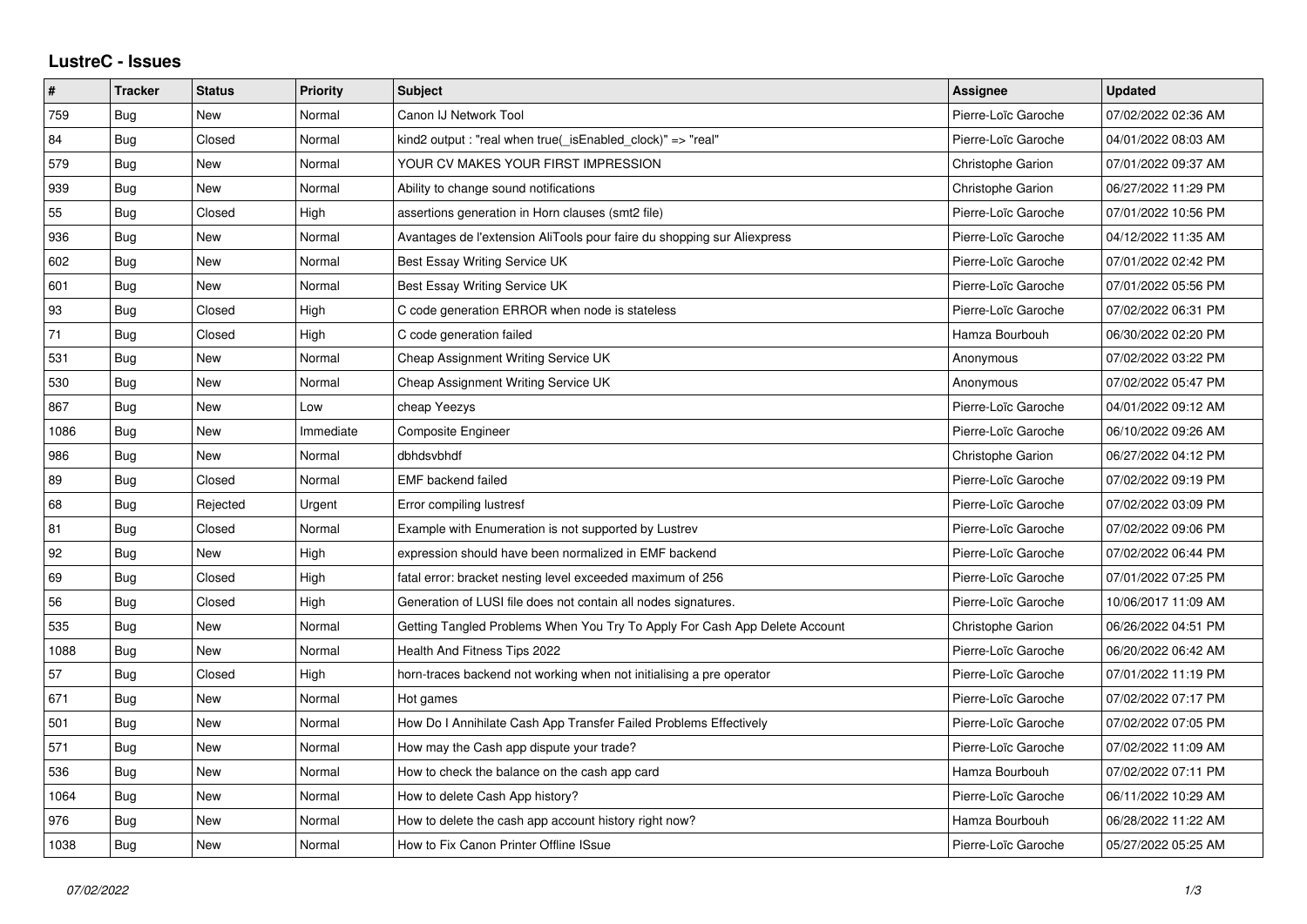# LustreC - Issues

| # | Tracker | Status | Priority | Subject | Assignee | Updated |
|---|---|---|---|---|---|---|
| 759 | Bug | New | Normal | Canon IJ Network Tool | Pierre-Loïc Garoche | 07/02/2022 02:36 AM |
| 84 | Bug | Closed | Normal | kind2 output : "real when true(_isEnabled_clock)" => "real" | Pierre-Loïc Garoche | 04/01/2022 08:03 AM |
| 579 | Bug | New | Normal | YOUR CV MAKES YOUR FIRST IMPRESSION | Christophe Garion | 07/01/2022 09:37 AM |
| 939 | Bug | New | Normal | Ability to change sound notifications | Christophe Garion | 06/27/2022 11:29 PM |
| 55 | Bug | Closed | High | assertions generation in Horn clauses (smt2 file) | Pierre-Loïc Garoche | 07/01/2022 10:56 PM |
| 936 | Bug | New | Normal | Avantages de l'extension AliTools pour faire du shopping sur Aliexpress | Pierre-Loïc Garoche | 04/12/2022 11:35 AM |
| 602 | Bug | New | Normal | Best Essay Writing Service UK | Pierre-Loïc Garoche | 07/01/2022 02:42 PM |
| 601 | Bug | New | Normal | Best Essay Writing Service UK | Pierre-Loïc Garoche | 07/01/2022 05:56 PM |
| 93 | Bug | Closed | High | C code generation ERROR when node is stateless | Pierre-Loïc Garoche | 07/02/2022 06:31 PM |
| 71 | Bug | Closed | High | C code generation failed | Hamza Bourbouh | 06/30/2022 02:20 PM |
| 531 | Bug | New | Normal | Cheap Assignment Writing Service UK | Anonymous | 07/02/2022 03:22 PM |
| 530 | Bug | New | Normal | Cheap Assignment Writing Service UK | Anonymous | 07/02/2022 05:47 PM |
| 867 | Bug | New | Low | cheap Yeezys | Pierre-Loïc Garoche | 04/01/2022 09:12 AM |
| 1086 | Bug | New | Immediate | Composite Engineer | Pierre-Loïc Garoche | 06/10/2022 09:26 AM |
| 986 | Bug | New | Normal | dbhdsvbhdf | Christophe Garion | 06/27/2022 04:12 PM |
| 89 | Bug | Closed | Normal | EMF backend failed | Pierre-Loïc Garoche | 07/02/2022 09:19 PM |
| 68 | Bug | Rejected | Urgent | Error compiling lustresf | Pierre-Loïc Garoche | 07/02/2022 03:09 PM |
| 81 | Bug | Closed | Normal | Example with Enumeration is not supported by Lustrev | Pierre-Loïc Garoche | 07/02/2022 09:06 PM |
| 92 | Bug | New | High | expression should have been normalized in EMF backend | Pierre-Loïc Garoche | 07/02/2022 06:44 PM |
| 69 | Bug | Closed | High | fatal error: bracket nesting level exceeded maximum of 256 | Pierre-Loïc Garoche | 07/01/2022 07:25 PM |
| 56 | Bug | Closed | High | Generation of LUSI file does not contain all nodes signatures. | Pierre-Loïc Garoche | 10/06/2017 11:09 AM |
| 535 | Bug | New | Normal | Getting Tangled Problems When You Try To Apply For Cash App Delete Account | Christophe Garion | 06/26/2022 04:51 PM |
| 1088 | Bug | New | Normal | Health And Fitness Tips 2022 | Pierre-Loïc Garoche | 06/20/2022 06:42 AM |
| 57 | Bug | Closed | High | horn-traces backend not working when not initialising a pre operator | Pierre-Loïc Garoche | 07/01/2022 11:19 PM |
| 671 | Bug | New | Normal | Hot games | Pierre-Loïc Garoche | 07/02/2022 07:17 PM |
| 501 | Bug | New | Normal | How Do I Annihilate Cash App Transfer Failed Problems Effectively | Pierre-Loïc Garoche | 07/02/2022 07:05 PM |
| 571 | Bug | New | Normal | How may the Cash app dispute your trade? | Pierre-Loïc Garoche | 07/02/2022 11:09 AM |
| 536 | Bug | New | Normal | How to check the balance on the cash app card | Hamza Bourbouh | 07/02/2022 07:11 PM |
| 1064 | Bug | New | Normal | How to delete Cash App history? | Pierre-Loïc Garoche | 06/11/2022 10:29 AM |
| 976 | Bug | New | Normal | How to delete the cash app account history right now? | Hamza Bourbouh | 06/28/2022 11:22 AM |
| 1038 | Bug | New | Normal | How to Fix Canon Printer Offline ISsue | Pierre-Loïc Garoche | 05/27/2022 05:25 AM |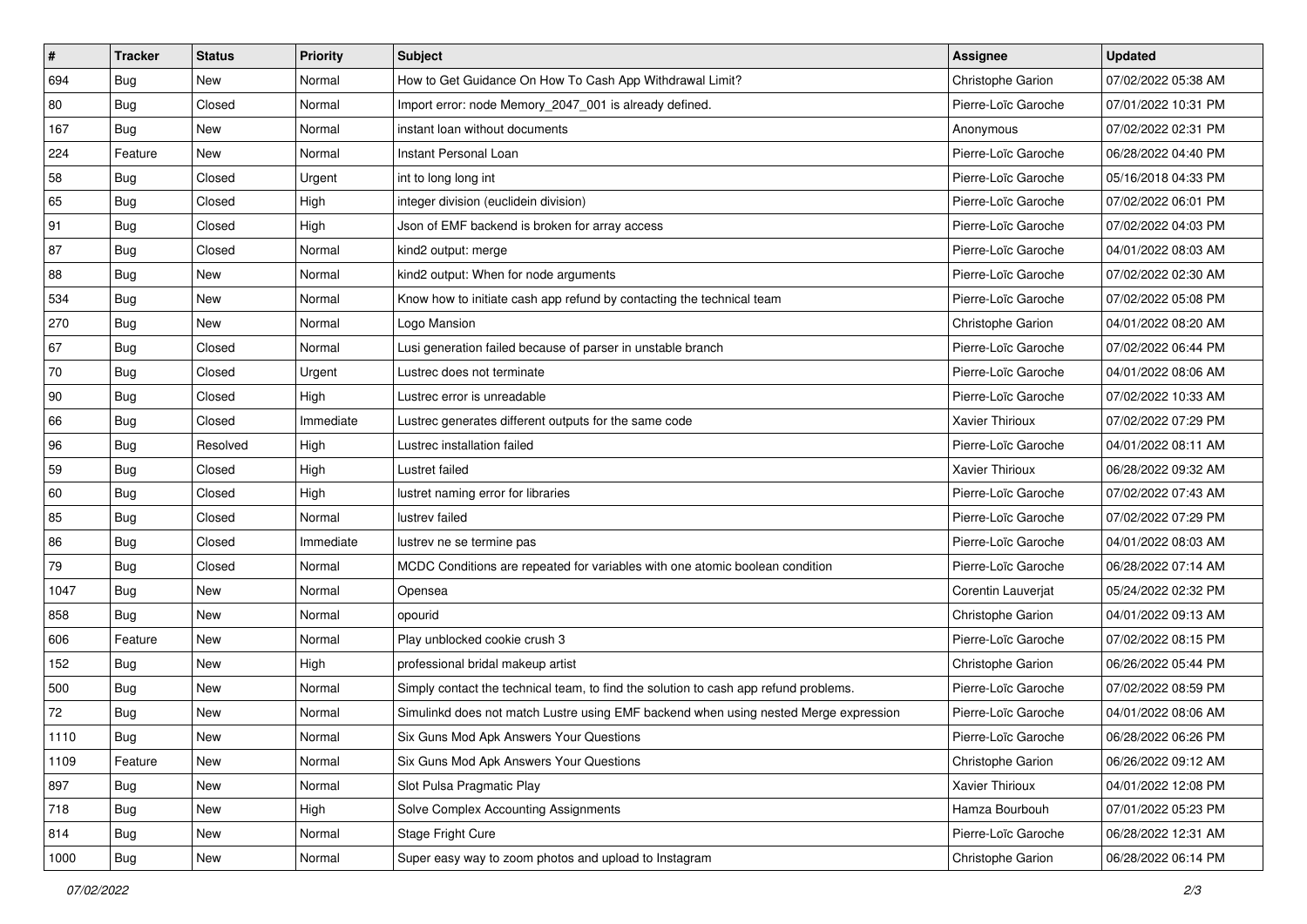| # | Tracker | Status | Priority | Subject | Assignee | Updated |
|---|---|---|---|---|---|---|
| 694 | Bug | New | Normal | How to Get Guidance On How To Cash App Withdrawal Limit? | Christophe Garion | 07/02/2022 05:38 AM |
| 80 | Bug | Closed | Normal | Import error: node Memory_2047_001 is already defined. | Pierre-Loïc Garoche | 07/01/2022 10:31 PM |
| 167 | Bug | New | Normal | instant loan without documents | Anonymous | 07/02/2022 02:31 PM |
| 224 | Feature | New | Normal | Instant Personal Loan | Pierre-Loïc Garoche | 06/28/2022 04:40 PM |
| 58 | Bug | Closed | Urgent | int to long long int | Pierre-Loïc Garoche | 05/16/2018 04:33 PM |
| 65 | Bug | Closed | High | integer division (euclidein division) | Pierre-Loïc Garoche | 07/02/2022 06:01 PM |
| 91 | Bug | Closed | High | Json of EMF backend is broken for array access | Pierre-Loïc Garoche | 07/02/2022 04:03 PM |
| 87 | Bug | Closed | Normal | kind2 output: merge | Pierre-Loïc Garoche | 04/01/2022 08:03 AM |
| 88 | Bug | New | Normal | kind2 output: When for node arguments | Pierre-Loïc Garoche | 07/02/2022 02:30 AM |
| 534 | Bug | New | Normal | Know how to initiate cash app refund by contacting the technical team | Pierre-Loïc Garoche | 07/02/2022 05:08 PM |
| 270 | Bug | New | Normal | Logo Mansion | Christophe Garion | 04/01/2022 08:20 AM |
| 67 | Bug | Closed | Normal | Lusi generation failed because of parser in unstable branch | Pierre-Loïc Garoche | 07/02/2022 06:44 PM |
| 70 | Bug | Closed | Urgent | Lustrec does not terminate | Pierre-Loïc Garoche | 04/01/2022 08:06 AM |
| 90 | Bug | Closed | High | Lustrec error is unreadable | Pierre-Loïc Garoche | 07/02/2022 10:33 AM |
| 66 | Bug | Closed | Immediate | Lustrec generates different outputs for the same code | Xavier Thirioux | 07/02/2022 07:29 PM |
| 96 | Bug | Resolved | High | Lustrec installation failed | Pierre-Loïc Garoche | 04/01/2022 08:11 AM |
| 59 | Bug | Closed | High | Lustret failed | Xavier Thirioux | 06/28/2022 09:32 AM |
| 60 | Bug | Closed | High | lustret naming error for libraries | Pierre-Loïc Garoche | 07/02/2022 07:43 AM |
| 85 | Bug | Closed | Normal | lustrev failed | Pierre-Loïc Garoche | 07/02/2022 07:29 PM |
| 86 | Bug | Closed | Immediate | lustrev ne se termine pas | Pierre-Loïc Garoche | 04/01/2022 08:03 AM |
| 79 | Bug | Closed | Normal | MCDC Conditions are repeated for variables with one atomic boolean condition | Pierre-Loïc Garoche | 06/28/2022 07:14 AM |
| 1047 | Bug | New | Normal | Opensea | Corentin Lauverjat | 05/24/2022 02:32 PM |
| 858 | Bug | New | Normal | opourid | Christophe Garion | 04/01/2022 09:13 AM |
| 606 | Feature | New | Normal | Play unblocked cookie crush 3 | Pierre-Loïc Garoche | 07/02/2022 08:15 PM |
| 152 | Bug | New | High | professional bridal makeup artist | Christophe Garion | 06/26/2022 05:44 PM |
| 500 | Bug | New | Normal | Simply contact the technical team, to find the solution to cash app refund problems. | Pierre-Loïc Garoche | 07/02/2022 08:59 PM |
| 72 | Bug | New | Normal | Simulinkd does not match Lustre using EMF backend when using nested Merge expression | Pierre-Loïc Garoche | 04/01/2022 08:06 AM |
| 1110 | Bug | New | Normal | Six Guns Mod Apk Answers Your Questions | Pierre-Loïc Garoche | 06/28/2022 06:26 PM |
| 1109 | Feature | New | Normal | Six Guns Mod Apk Answers Your Questions | Christophe Garion | 06/26/2022 09:12 AM |
| 897 | Bug | New | Normal | Slot Pulsa Pragmatic Play | Xavier Thirioux | 04/01/2022 12:08 PM |
| 718 | Bug | New | High | Solve Complex Accounting Assignments | Hamza Bourbouh | 07/01/2022 05:23 PM |
| 814 | Bug | New | Normal | Stage Fright Cure | Pierre-Loïc Garoche | 06/28/2022 12:31 AM |
| 1000 | Bug | New | Normal | Super easy way to zoom photos and upload to Instagram | Christophe Garion | 06/28/2022 06:14 PM |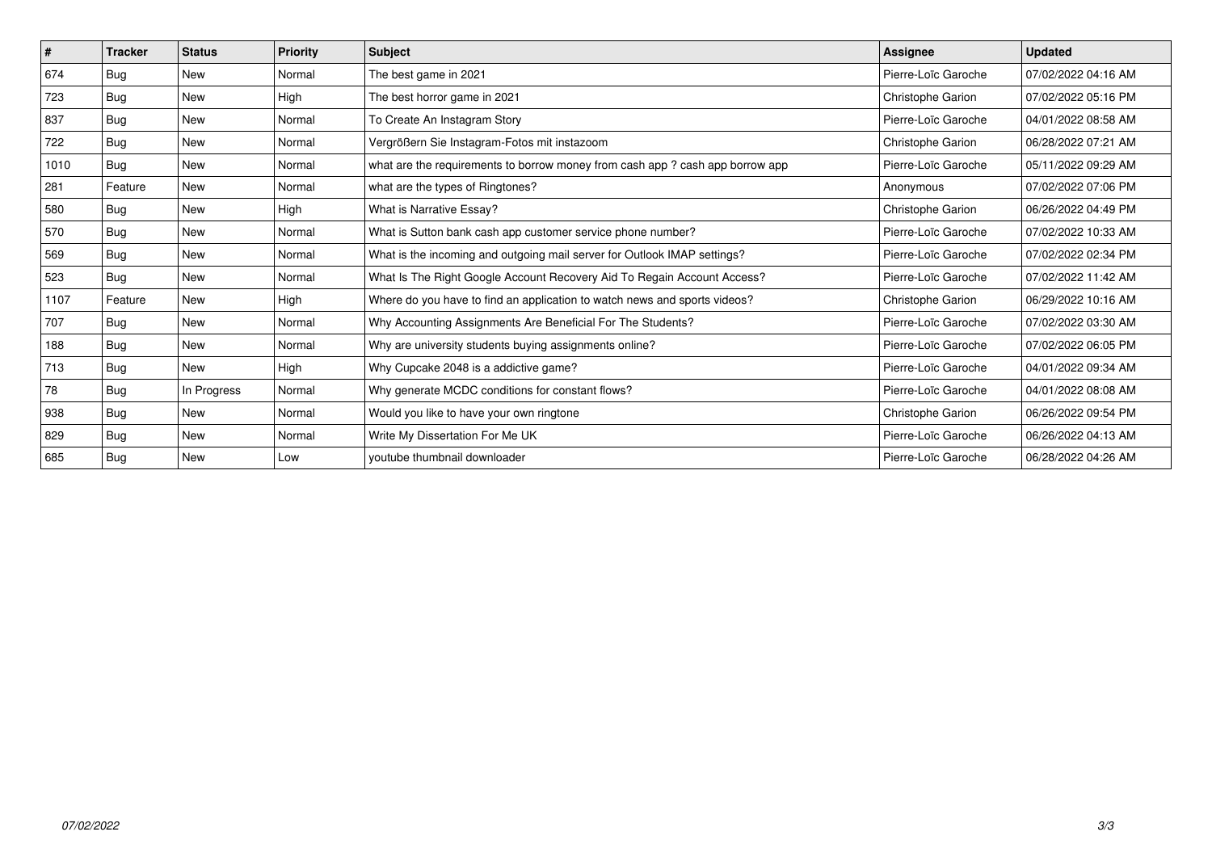| # | Tracker | Status | Priority | Subject | Assignee | Updated |
|---|---|---|---|---|---|---|
| 674 | Bug | New | Normal | The best game in 2021 | Pierre-Loïc Garoche | 07/02/2022 04:16 AM |
| 723 | Bug | New | High | The best horror game in 2021 | Christophe Garion | 07/02/2022 05:16 PM |
| 837 | Bug | New | Normal | To Create An Instagram Story | Pierre-Loïc Garoche | 04/01/2022 08:58 AM |
| 722 | Bug | New | Normal | Vergrößern Sie Instagram-Fotos mit instazoom | Christophe Garion | 06/28/2022 07:21 AM |
| 1010 | Bug | New | Normal | what are the requirements to borrow money from cash app ? cash app borrow app | Pierre-Loïc Garoche | 05/11/2022 09:29 AM |
| 281 | Feature | New | Normal | what are the types of Ringtones? | Anonymous | 07/02/2022 07:06 PM |
| 580 | Bug | New | High | What is Narrative Essay? | Christophe Garion | 06/26/2022 04:49 PM |
| 570 | Bug | New | Normal | What is Sutton bank cash app customer service phone number? | Pierre-Loïc Garoche | 07/02/2022 10:33 AM |
| 569 | Bug | New | Normal | What is the incoming and outgoing mail server for Outlook IMAP settings? | Pierre-Loïc Garoche | 07/02/2022 02:34 PM |
| 523 | Bug | New | Normal | What Is The Right Google Account Recovery Aid To Regain Account Access? | Pierre-Loïc Garoche | 07/02/2022 11:42 AM |
| 1107 | Feature | New | High | Where do you have to find an application to watch news and sports videos? | Christophe Garion | 06/29/2022 10:16 AM |
| 707 | Bug | New | Normal | Why Accounting Assignments Are Beneficial For The Students? | Pierre-Loïc Garoche | 07/02/2022 03:30 AM |
| 188 | Bug | New | Normal | Why are university students buying assignments online? | Pierre-Loïc Garoche | 07/02/2022 06:05 PM |
| 713 | Bug | New | High | Why Cupcake 2048 is a addictive game? | Pierre-Loïc Garoche | 04/01/2022 09:34 AM |
| 78 | Bug | In Progress | Normal | Why generate MCDC conditions for constant flows? | Pierre-Loïc Garoche | 04/01/2022 08:08 AM |
| 938 | Bug | New | Normal | Would you like to have your own ringtone | Christophe Garion | 06/26/2022 09:54 PM |
| 829 | Bug | New | Normal | Write My Dissertation For Me UK | Pierre-Loïc Garoche | 06/26/2022 04:13 AM |
| 685 | Bug | New | Low | youtube thumbnail downloader | Pierre-Loïc Garoche | 06/28/2022 04:26 AM |